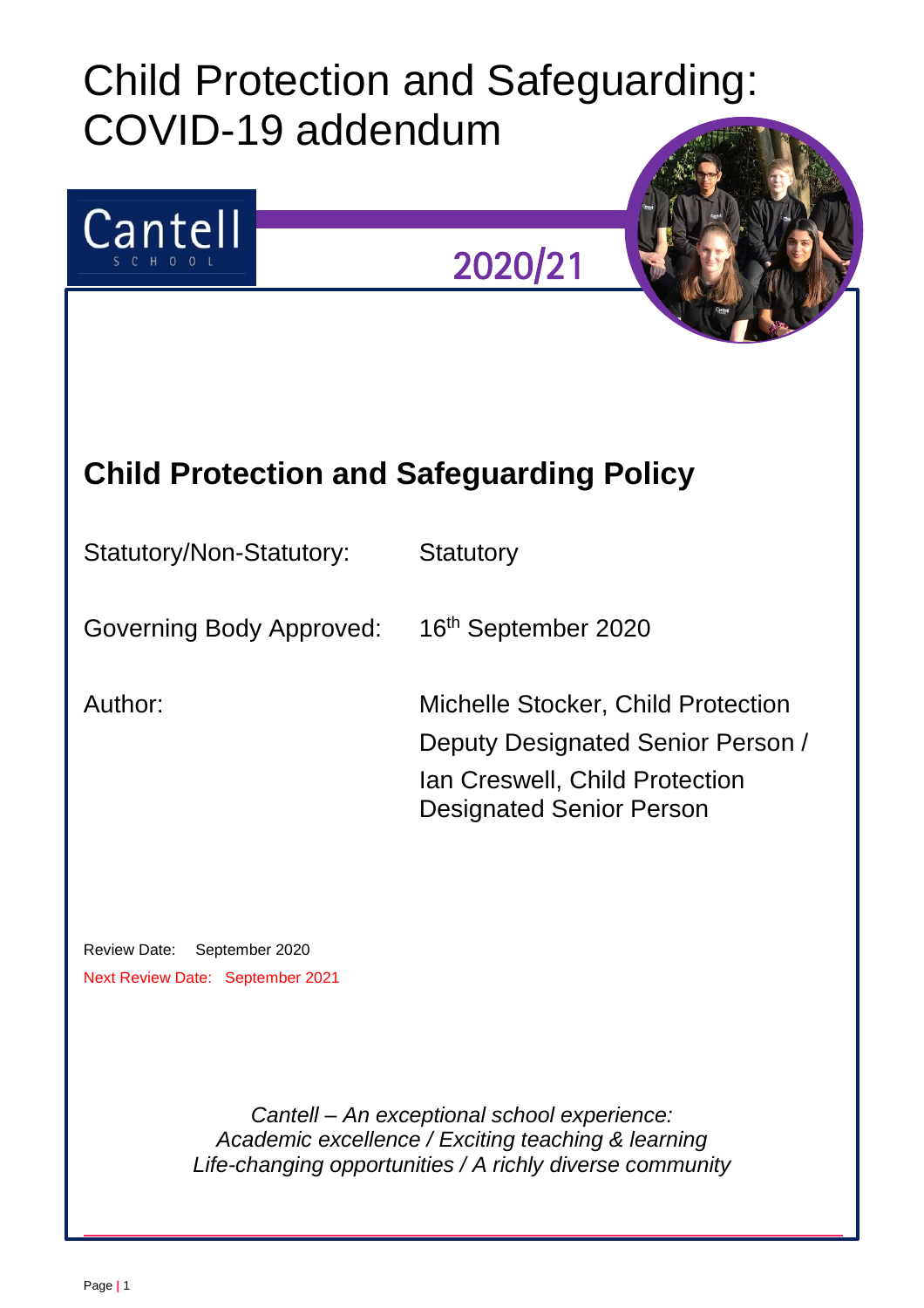# Child Protection and Safeguarding: COVID-19 addendum

Cantell
SCHOOL

2020/21

## Child Protection and Safeguarding Policy

| | |
|---|---|
| Statutory/Non-Statutory: | Statutory |
| Governing Body Approved: | 16th September 2020 |
| Author: | Michelle Stocker, Child Protection Deputy Designated Senior Person / Ian Creswell, Child Protection Designated Senior Person |

Review Date: September 2020

Next Review Date: September 2021

*Cantell – An exceptional school experience:*
*Academic excellence / Exciting teaching & learning*
*Life-changing opportunities / A richly diverse community*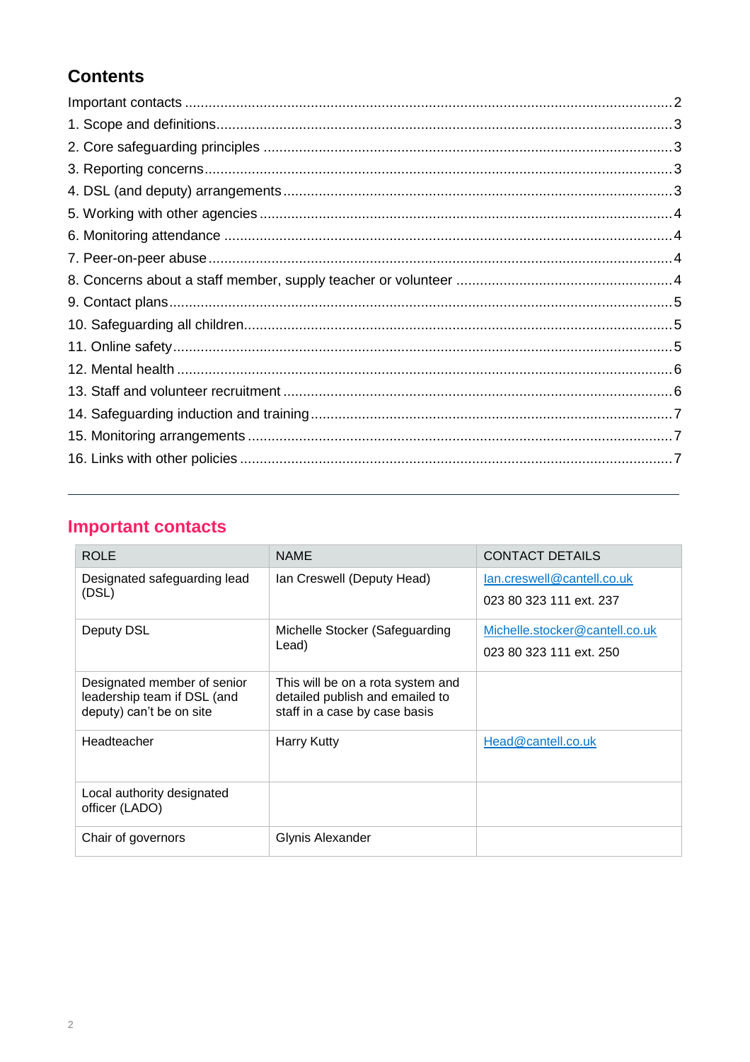## Contents

Important contacts .......... 2
1. Scope and definitions .......... 3
2. Core safeguarding principles .......... 3
3. Reporting concerns .......... 3
4. DSL (and deputy) arrangements .......... 3
5. Working with other agencies .......... 4
6. Monitoring attendance .......... 4
7. Peer-on-peer abuse .......... 4
8. Concerns about a staff member, supply teacher or volunteer .......... 4
9. Contact plans .......... 5
10. Safeguarding all children .......... 5
11. Online safety .......... 5
12. Mental health .......... 6
13. Staff and volunteer recruitment .......... 6
14. Safeguarding induction and training .......... 7
15. Monitoring arrangements .......... 7
16. Links with other policies .......... 7

---

## Important contacts

| ROLE | NAME | CONTACT DETAILS |
|---|---|---|
| Designated safeguarding lead (DSL) | Ian Creswell (Deputy Head) | Ian.creswell@cantell.co.uk<br>023 80 323 111 ext. 237 |
| Deputy DSL | Michelle Stocker (Safeguarding Lead) | Michelle.stocker@cantell.co.uk<br>023 80 323 111 ext. 250 |
| Designated member of senior leadership team if DSL (and deputy) can't be on site | This will be on a rota system and detailed publish and emailed to staff in a case by case basis | |
| Headteacher | Harry Kutty | Head@cantell.co.uk |
| Local authority designated officer (LADO) | | |
| Chair of governors | Glynis Alexander | |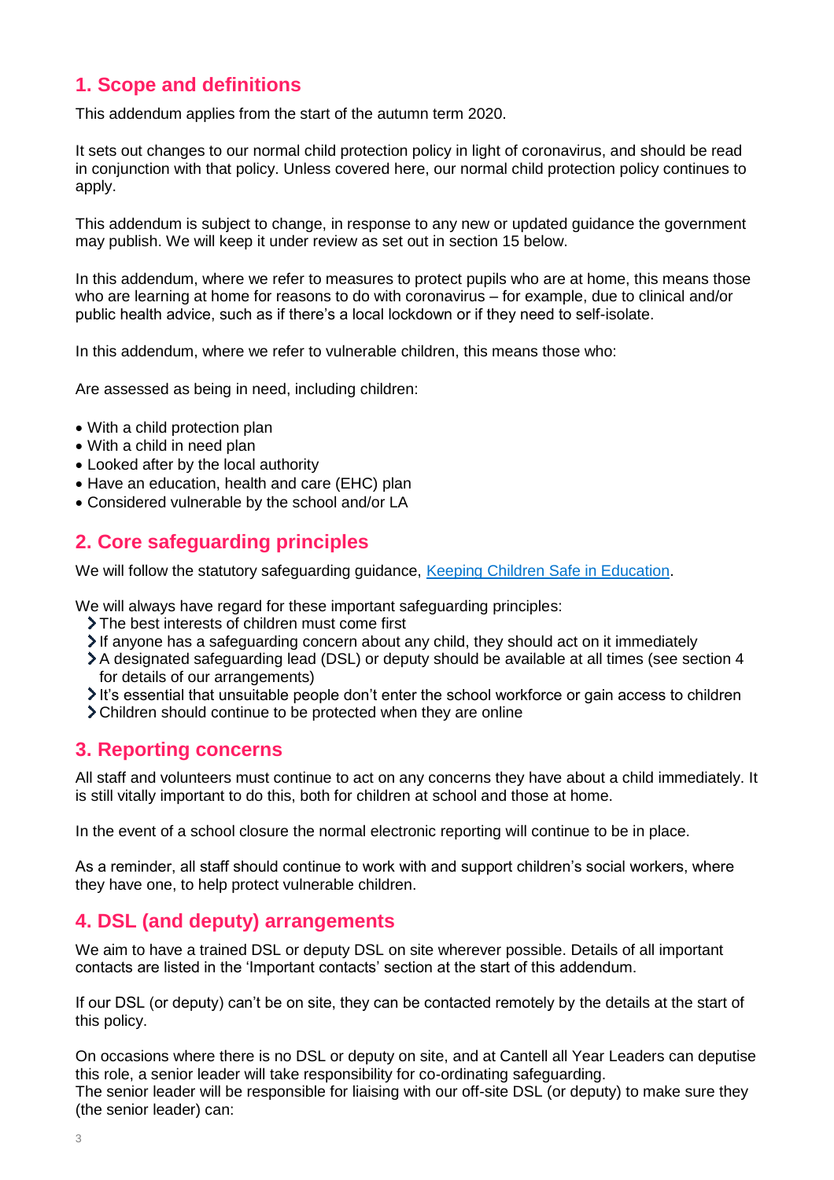## 1. Scope and definitions

This addendum applies from the start of the autumn term 2020.

It sets out changes to our normal child protection policy in light of coronavirus, and should be read in conjunction with that policy. Unless covered here, our normal child protection policy continues to apply.

This addendum is subject to change, in response to any new or updated guidance the government may publish. We will keep it under review as set out in section 15 below.

In this addendum, where we refer to measures to protect pupils who are at home, this means those who are learning at home for reasons to do with coronavirus – for example, due to clinical and/or public health advice, such as if there's a local lockdown or if they need to self-isolate.

In this addendum, where we refer to vulnerable children, this means those who:

Are assessed as being in need, including children:

- With a child protection plan
- With a child in need plan
- Looked after by the local authority
- Have an education, health and care (EHC) plan
- Considered vulnerable by the school and/or LA

## 2. Core safeguarding principles

We will follow the statutory safeguarding guidance, [Keeping Children Safe in Education](https://www.gov.uk/government/publications/keeping-children-safe-in-education--2).

We will always have regard for these important safeguarding principles:

- The best interests of children must come first
- If anyone has a safeguarding concern about any child, they should act on it immediately
- A designated safeguarding lead (DSL) or deputy should be available at all times (see section 4 for details of our arrangements)
- It's essential that unsuitable people don't enter the school workforce or gain access to children
- Children should continue to be protected when they are online

## 3. Reporting concerns

All staff and volunteers must continue to act on any concerns they have about a child immediately. It is still vitally important to do this, both for children at school and those at home.

In the event of a school closure the normal electronic reporting will continue to be in place.

As a reminder, all staff should continue to work with and support children's social workers, where they have one, to help protect vulnerable children.

## 4. DSL (and deputy) arrangements

We aim to have a trained DSL or deputy DSL on site wherever possible. Details of all important contacts are listed in the 'Important contacts' section at the start of this addendum.

If our DSL (or deputy) can't be on site, they can be contacted remotely by the details at the start of this policy.

On occasions where there is no DSL or deputy on site, and at Cantell all Year Leaders can deputise this role, a senior leader will take responsibility for co-ordinating safeguarding.
The senior leader will be responsible for liaising with our off-site DSL (or deputy) to make sure they (the senior leader) can: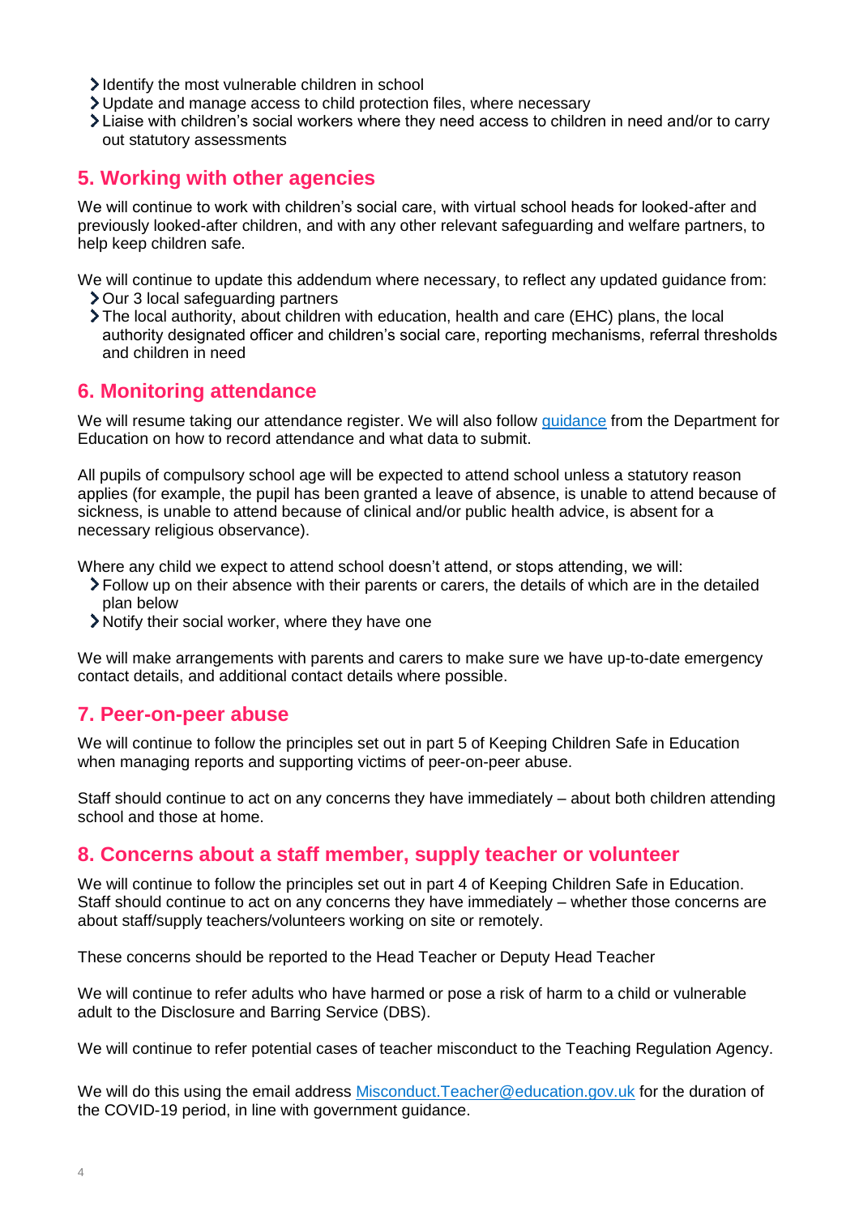- Identify the most vulnerable children in school
- Update and manage access to child protection files, where necessary
- Liaise with children's social workers where they need access to children in need and/or to carry out statutory assessments

## 5. Working with other agencies

We will continue to work with children's social care, with virtual school heads for looked-after and previously looked-after children, and with any other relevant safeguarding and welfare partners, to help keep children safe.

We will continue to update this addendum where necessary, to reflect any updated guidance from:

- Our 3 local safeguarding partners
- The local authority, about children with education, health and care (EHC) plans, the local authority designated officer and children's social care, reporting mechanisms, referral thresholds and children in need

## 6. Monitoring attendance

We will resume taking our attendance register. We will also follow [guidance](guidance) from the Department for Education on how to record attendance and what data to submit.

All pupils of compulsory school age will be expected to attend school unless a statutory reason applies (for example, the pupil has been granted a leave of absence, is unable to attend because of sickness, is unable to attend because of clinical and/or public health advice, is absent for a necessary religious observance).

Where any child we expect to attend school doesn't attend, or stops attending, we will:

- Follow up on their absence with their parents or carers, the details of which are in the detailed plan below
- Notify their social worker, where they have one

We will make arrangements with parents and carers to make sure we have up-to-date emergency contact details, and additional contact details where possible.

## 7. Peer-on-peer abuse

We will continue to follow the principles set out in part 5 of Keeping Children Safe in Education when managing reports and supporting victims of peer-on-peer abuse.

Staff should continue to act on any concerns they have immediately – about both children attending school and those at home.

## 8. Concerns about a staff member, supply teacher or volunteer

We will continue to follow the principles set out in part 4 of Keeping Children Safe in Education. Staff should continue to act on any concerns they have immediately – whether those concerns are about staff/supply teachers/volunteers working on site or remotely.

These concerns should be reported to the Head Teacher or Deputy Head Teacher

We will continue to refer adults who have harmed or pose a risk of harm to a child or vulnerable adult to the Disclosure and Barring Service (DBS).

We will continue to refer potential cases of teacher misconduct to the Teaching Regulation Agency.

We will do this using the email address [Misconduct.Teacher@education.gov.uk](mailto:Misconduct.Teacher@education.gov.uk) for the duration of the COVID-19 period, in line with government guidance.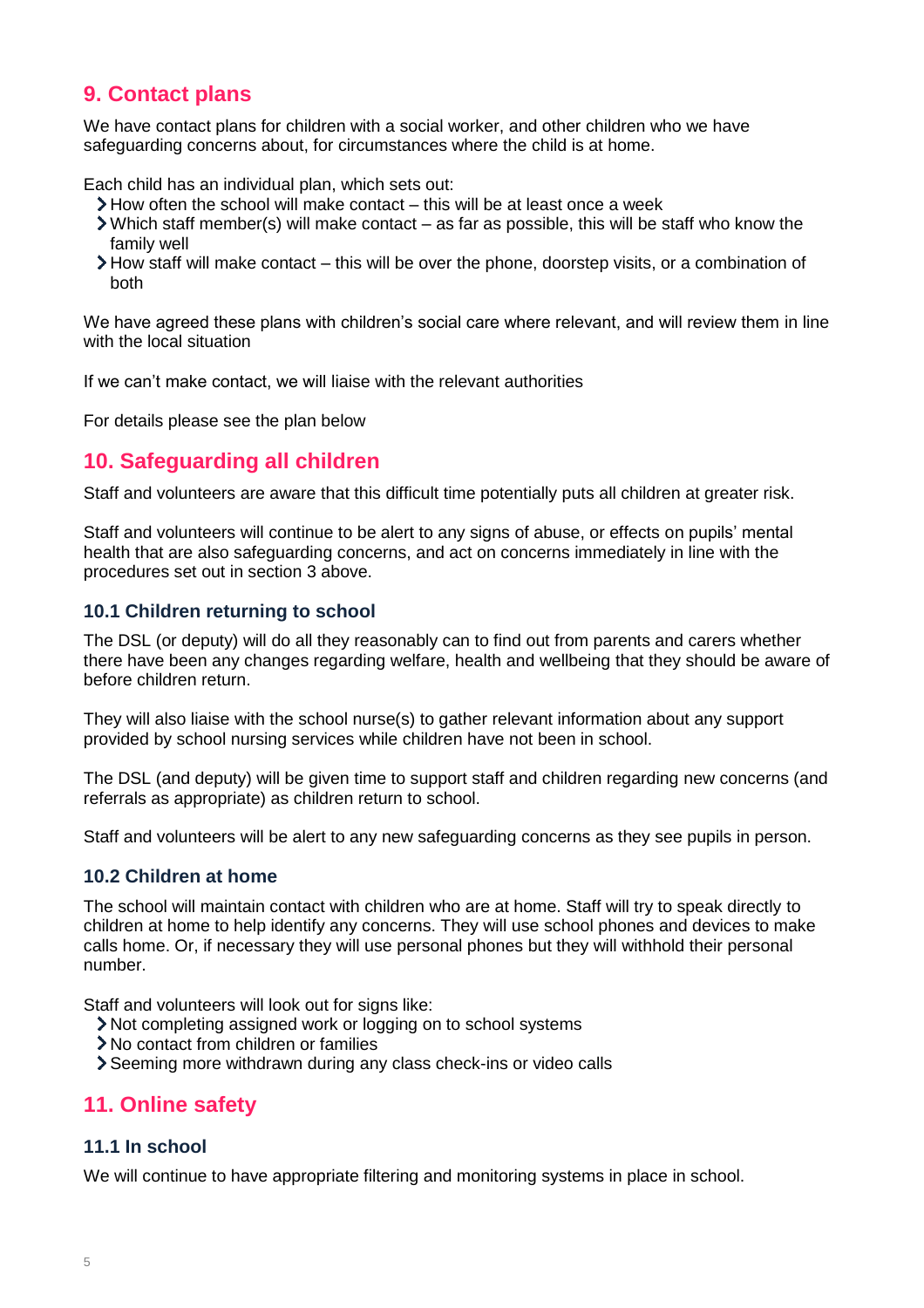## 9. Contact plans

We have contact plans for children with a social worker, and other children who we have safeguarding concerns about, for circumstances where the child is at home.

Each child has an individual plan, which sets out:

- How often the school will make contact – this will be at least once a week
- Which staff member(s) will make contact – as far as possible, this will be staff who know the family well
- How staff will make contact – this will be over the phone, doorstep visits, or a combination of both

We have agreed these plans with children's social care where relevant, and will review them in line with the local situation

If we can't make contact, we will liaise with the relevant authorities

For details please see the plan below

## 10. Safeguarding all children

Staff and volunteers are aware that this difficult time potentially puts all children at greater risk.

Staff and volunteers will continue to be alert to any signs of abuse, or effects on pupils' mental health that are also safeguarding concerns, and act on concerns immediately in line with the procedures set out in section 3 above.

### 10.1 Children returning to school

The DSL (or deputy) will do all they reasonably can to find out from parents and carers whether there have been any changes regarding welfare, health and wellbeing that they should be aware of before children return.

They will also liaise with the school nurse(s) to gather relevant information about any support provided by school nursing services while children have not been in school.

The DSL (and deputy) will be given time to support staff and children regarding new concerns (and referrals as appropriate) as children return to school.

Staff and volunteers will be alert to any new safeguarding concerns as they see pupils in person.

### 10.2 Children at home

The school will maintain contact with children who are at home. Staff will try to speak directly to children at home to help identify any concerns. They will use school phones and devices to make calls home. Or, if necessary they will use personal phones but they will withhold their personal number.

Staff and volunteers will look out for signs like:

- Not completing assigned work or logging on to school systems
- No contact from children or families
- Seeming more withdrawn during any class check-ins or video calls

## 11. Online safety

### 11.1 In school

We will continue to have appropriate filtering and monitoring systems in place in school.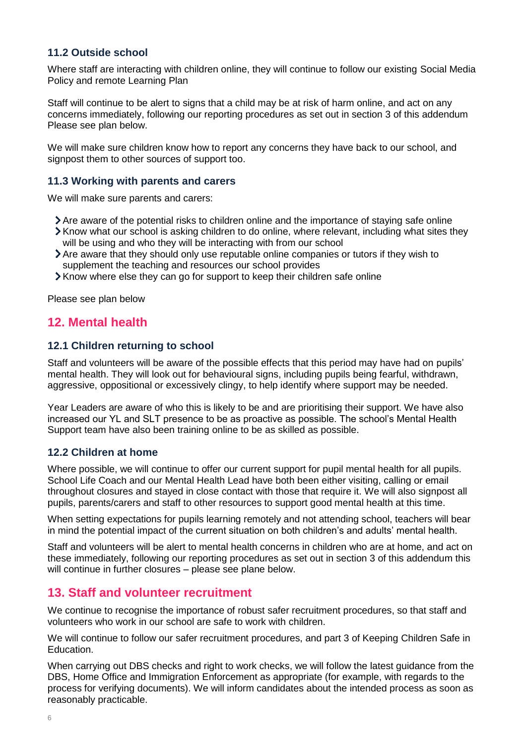### 11.2 Outside school

Where staff are interacting with children online, they will continue to follow our existing Social Media Policy and remote Learning Plan

Staff will continue to be alert to signs that a child may be at risk of harm online, and act on any concerns immediately, following our reporting procedures as set out in section 3 of this addendum Please see plan below.

We will make sure children know how to report any concerns they have back to our school, and signpost them to other sources of support too.

### 11.3 Working with parents and carers

We will make sure parents and carers:

- Are aware of the potential risks to children online and the importance of staying safe online
- Know what our school is asking children to do online, where relevant, including what sites they will be using and who they will be interacting with from our school
- Are aware that they should only use reputable online companies or tutors if they wish to supplement the teaching and resources our school provides
- Know where else they can go for support to keep their children safe online

Please see plan below

## 12. Mental health

### 12.1 Children returning to school

Staff and volunteers will be aware of the possible effects that this period may have had on pupils' mental health. They will look out for behavioural signs, including pupils being fearful, withdrawn, aggressive, oppositional or excessively clingy, to help identify where support may be needed.

Year Leaders are aware of who this is likely to be and are prioritising their support. We have also increased our YL and SLT presence to be as proactive as possible. The school's Mental Health Support team have also been training online to be as skilled as possible.

### 12.2 Children at home

Where possible, we will continue to offer our current support for pupil mental health for all pupils. School Life Coach and our Mental Health Lead have both been either visiting, calling or email throughout closures and stayed in close contact with those that require it. We will also signpost all pupils, parents/carers and staff to other resources to support good mental health at this time.

When setting expectations for pupils learning remotely and not attending school, teachers will bear in mind the potential impact of the current situation on both children's and adults' mental health.

Staff and volunteers will be alert to mental health concerns in children who are at home, and act on these immediately, following our reporting procedures as set out in section 3 of this addendum this will continue in further closures – please see plane below.

## 13. Staff and volunteer recruitment

We continue to recognise the importance of robust safer recruitment procedures, so that staff and volunteers who work in our school are safe to work with children.

We will continue to follow our safer recruitment procedures, and part 3 of Keeping Children Safe in Education.

When carrying out DBS checks and right to work checks, we will follow the latest guidance from the DBS, Home Office and Immigration Enforcement as appropriate (for example, with regards to the process for verifying documents). We will inform candidates about the intended process as soon as reasonably practicable.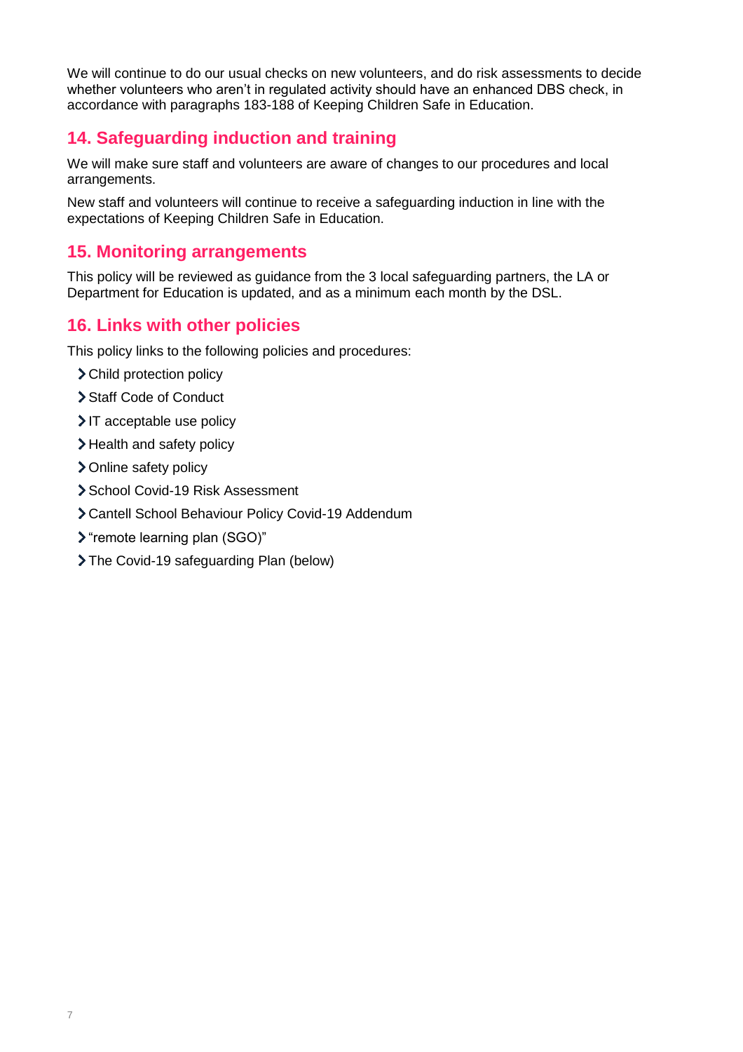We will continue to do our usual checks on new volunteers, and do risk assessments to decide whether volunteers who aren't in regulated activity should have an enhanced DBS check, in accordance with paragraphs 183-188 of Keeping Children Safe in Education.

## 14. Safeguarding induction and training

We will make sure staff and volunteers are aware of changes to our procedures and local arrangements.

New staff and volunteers will continue to receive a safeguarding induction in line with the expectations of Keeping Children Safe in Education.

## 15. Monitoring arrangements

This policy will be reviewed as guidance from the 3 local safeguarding partners, the LA or Department for Education is updated, and as a minimum each month by the DSL.

## 16. Links with other policies

This policy links to the following policies and procedures:

- Child protection policy
- Staff Code of Conduct
- IT acceptable use policy
- Health and safety policy
- Online safety policy
- School Covid-19 Risk Assessment
- Cantell School Behaviour Policy Covid-19 Addendum
- "remote learning plan (SGO)"
- The Covid-19 safeguarding Plan (below)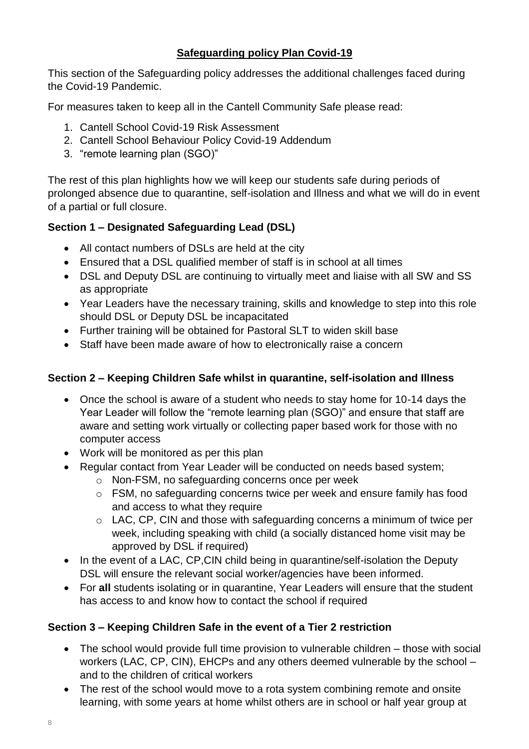## Safeguarding policy Plan Covid-19

This section of the Safeguarding policy addresses the additional challenges faced during the Covid-19 Pandemic.

For measures taken to keep all in the Cantell Community Safe please read:

1. Cantell School Covid-19 Risk Assessment
2. Cantell School Behaviour Policy Covid-19 Addendum
3. "remote learning plan (SGO)"

The rest of this plan highlights how we will keep our students safe during periods of prolonged absence due to quarantine, self-isolation and Illness and what we will do in event of a partial or full closure.

### Section 1 – Designated Safeguarding Lead (DSL)

- All contact numbers of DSLs are held at the city
- Ensured that a DSL qualified member of staff is in school at all times
- DSL and Deputy DSL are continuing to virtually meet and liaise with all SW and SS as appropriate
- Year Leaders have the necessary training, skills and knowledge to step into this role should DSL or Deputy DSL be incapacitated
- Further training will be obtained for Pastoral SLT to widen skill base
- Staff have been made aware of how to electronically raise a concern

### Section 2 – Keeping Children Safe whilst in quarantine, self-isolation and Illness

- Once the school is aware of a student who needs to stay home for 10-14 days the Year Leader will follow the "remote learning plan (SGO)" and ensure that staff are aware and setting work virtually or collecting paper based work for those with no computer access
- Work will be monitored as per this plan
- Regular contact from Year Leader will be conducted on needs based system;
    - Non-FSM, no safeguarding concerns once per week
    - FSM, no safeguarding concerns twice per week and ensure family has food and access to what they require
    - LAC, CP, CIN and those with safeguarding concerns a minimum of twice per week, including speaking with child (a socially distanced home visit may be approved by DSL if required)
- In the event of a LAC, CP,CIN child being in quarantine/self-isolation the Deputy DSL will ensure the relevant social worker/agencies have been informed.
- For **all** students isolating or in quarantine, Year Leaders will ensure that the student has access to and know how to contact the school if required

### Section 3 – Keeping Children Safe in the event of a Tier 2 restriction

- The school would provide full time provision to vulnerable children – those with social workers (LAC, CP, CIN), EHCPs and any others deemed vulnerable by the school – and to the children of critical workers
- The rest of the school would move to a rota system combining remote and onsite learning, with some years at home whilst others are in school or half year group at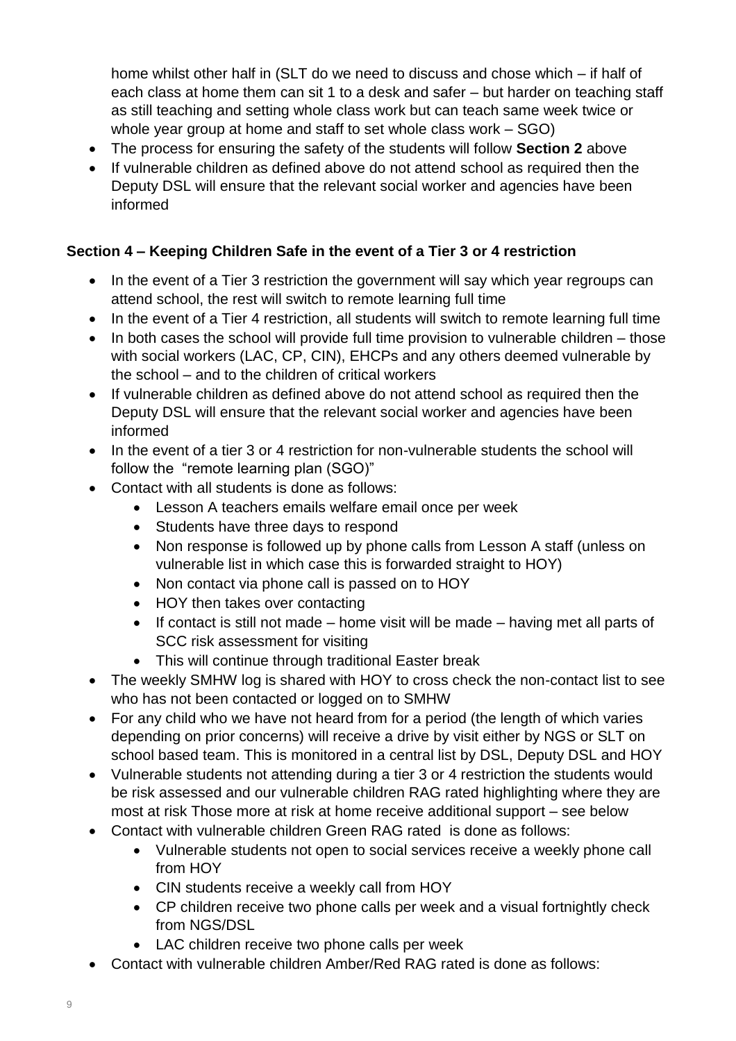home whilst other half in (SLT do we need to discuss and chose which – if half of each class at home them can sit 1 to a desk and safer – but harder on teaching staff as still teaching and setting whole class work but can teach same week twice or whole year group at home and staff to set whole class work – SGO)

- The process for ensuring the safety of the students will follow **Section 2** above
- If vulnerable children as defined above do not attend school as required then the Deputy DSL will ensure that the relevant social worker and agencies have been informed

## Section 4 – Keeping Children Safe in the event of a Tier 3 or 4 restriction

- In the event of a Tier 3 restriction the government will say which year regroups can attend school, the rest will switch to remote learning full time
- In the event of a Tier 4 restriction, all students will switch to remote learning full time
- In both cases the school will provide full time provision to vulnerable children – those with social workers (LAC, CP, CIN), EHCPs and any others deemed vulnerable by the school – and to the children of critical workers
- If vulnerable children as defined above do not attend school as required then the Deputy DSL will ensure that the relevant social worker and agencies have been informed
- In the event of a tier 3 or 4 restriction for non-vulnerable students the school will follow the "remote learning plan (SGO)"
- Contact with all students is done as follows:
    - Lesson A teachers emails welfare email once per week
    - Students have three days to respond
    - Non response is followed up by phone calls from Lesson A staff (unless on vulnerable list in which case this is forwarded straight to HOY)
    - Non contact via phone call is passed on to HOY
    - HOY then takes over contacting
    - If contact is still not made – home visit will be made – having met all parts of SCC risk assessment for visiting
    - This will continue through traditional Easter break
- The weekly SMHW log is shared with HOY to cross check the non-contact list to see who has not been contacted or logged on to SMHW
- For any child who we have not heard from for a period (the length of which varies depending on prior concerns) will receive a drive by visit either by NGS or SLT on school based team. This is monitored in a central list by DSL, Deputy DSL and HOY
- Vulnerable students not attending during a tier 3 or 4 restriction the students would be risk assessed and our vulnerable children RAG rated highlighting where they are most at risk Those more at risk at home receive additional support – see below
- Contact with vulnerable children Green RAG rated is done as follows:
    - Vulnerable students not open to social services receive a weekly phone call from HOY
    - CIN students receive a weekly call from HOY
    - CP children receive two phone calls per week and a visual fortnightly check from NGS/DSL
    - LAC children receive two phone calls per week
- Contact with vulnerable children Amber/Red RAG rated is done as follows: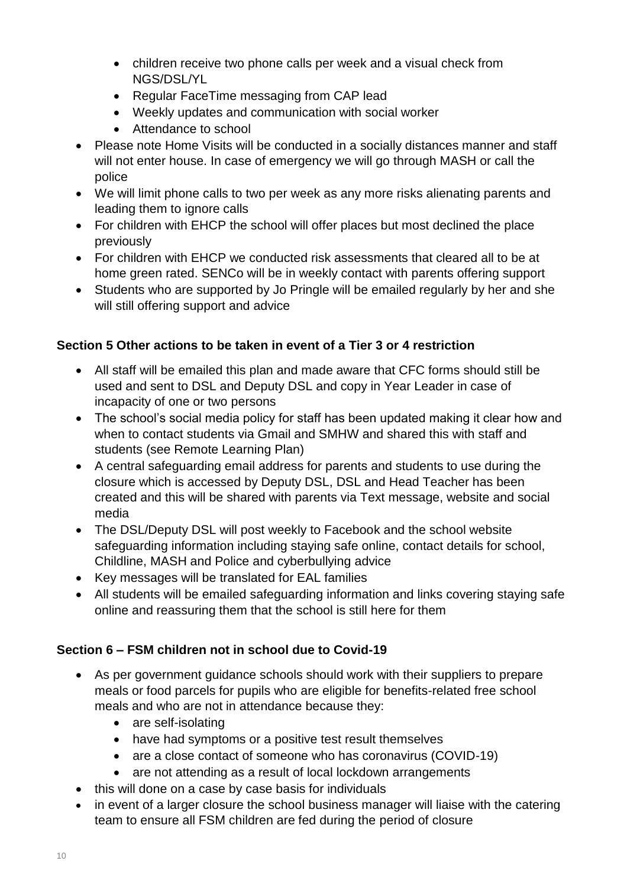- children receive two phone calls per week and a visual check from NGS/DSL/YL
    - Regular FaceTime messaging from CAP lead
    - Weekly updates and communication with social worker
    - Attendance to school
- Please note Home Visits will be conducted in a socially distances manner and staff will not enter house. In case of emergency we will go through MASH or call the police
- We will limit phone calls to two per week as any more risks alienating parents and leading them to ignore calls
- For children with EHCP the school will offer places but most declined the place previously
- For children with EHCP we conducted risk assessments that cleared all to be at home green rated. SENCo will be in weekly contact with parents offering support
- Students who are supported by Jo Pringle will be emailed regularly by her and she will still offering support and advice

**Section 5 Other actions to be taken in event of a Tier 3 or 4 restriction**

- All staff will be emailed this plan and made aware that CFC forms should still be used and sent to DSL and Deputy DSL and copy in Year Leader in case of incapacity of one or two persons
- The school's social media policy for staff has been updated making it clear how and when to contact students via Gmail and SMHW and shared this with staff and students (see Remote Learning Plan)
- A central safeguarding email address for parents and students to use during the closure which is accessed by Deputy DSL, DSL and Head Teacher has been created and this will be shared with parents via Text message, website and social media
- The DSL/Deputy DSL will post weekly to Facebook and the school website safeguarding information including staying safe online, contact details for school, Childline, MASH and Police and cyberbullying advice
- Key messages will be translated for EAL families
- All students will be emailed safeguarding information and links covering staying safe online and reassuring them that the school is still here for them

**Section 6 – FSM children not in school due to Covid-19**

- As per government guidance schools should work with their suppliers to prepare meals or food parcels for pupils who are eligible for benefits-related free school meals and who are not in attendance because they:
    - are self-isolating
    - have had symptoms or a positive test result themselves
    - are a close contact of someone who has coronavirus (COVID-19)
    - are not attending as a result of local lockdown arrangements
- this will done on a case by case basis for individuals
- in event of a larger closure the school business manager will liaise with the catering team to ensure all FSM children are fed during the period of closure